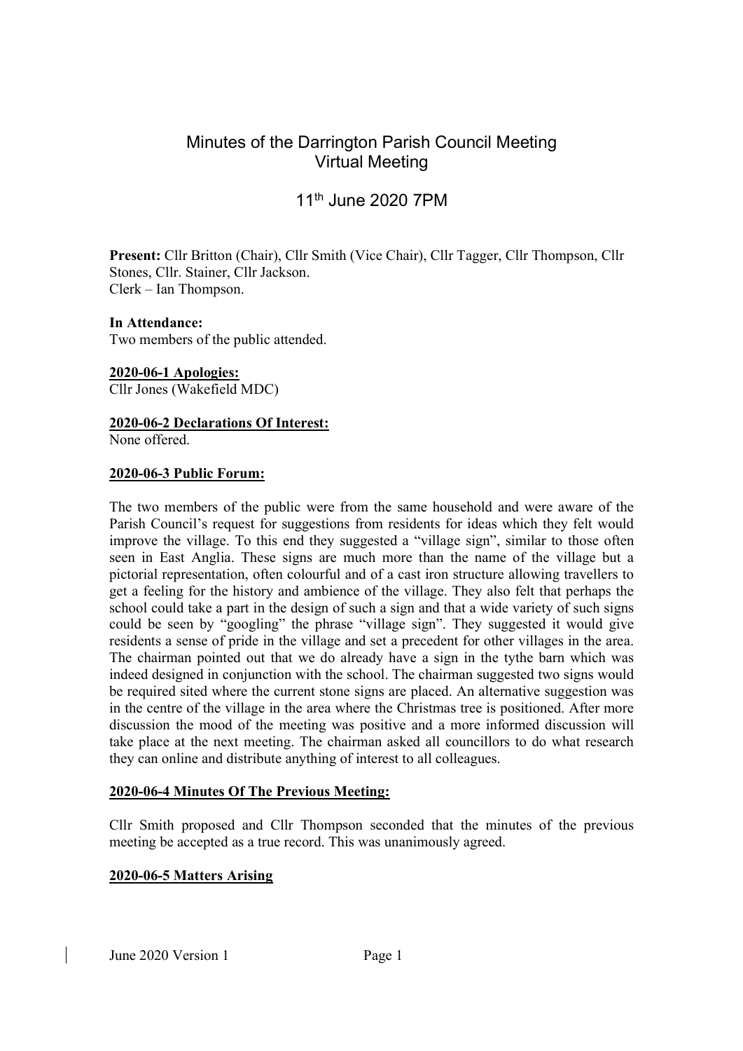# Minutes of the Darrington Parish Council Meeting
## Virtual Meeting

## 11th June 2020 7PM

**Present:** Cllr Britton (Chair), Cllr Smith (Vice Chair), Cllr Tagger, Cllr Thompson, Cllr Stones, Cllr. Stainer, Cllr Jackson.
Clerk – Ian Thompson.

**In Attendance:**
Two members of the public attended.

**2020-06-1 Apologies:**
Cllr Jones (Wakefield MDC)

**2020-06-2 Declarations Of Interest:**
None offered.

**2020-06-3 Public Forum:**

The two members of the public were from the same household and were aware of the Parish Council's request for suggestions from residents for ideas which they felt would improve the village. To this end they suggested a "village sign", similar to those often seen in East Anglia. These signs are much more than the name of the village but a pictorial representation, often colourful and of a cast iron structure allowing travellers to get a feeling for the history and ambience of the village. They also felt that perhaps the school could take a part in the design of such a sign and that a wide variety of such signs could be seen by "googling" the phrase "village sign". They suggested it would give residents a sense of pride in the village and set a precedent for other villages in the area. The chairman pointed out that we do already have a sign in the tythe barn which was indeed designed in conjunction with the school. The chairman suggested two signs would be required sited where the current stone signs are placed. An alternative suggestion was in the centre of the village in the area where the Christmas tree is positioned. After more discussion the mood of the meeting was positive and a more informed discussion will take place at the next meeting. The chairman asked all councillors to do what research they can online and distribute anything of interest to all colleagues.

**2020-06-4 Minutes Of The Previous Meeting:**

Cllr Smith proposed and Cllr Thompson seconded that the minutes of the previous meeting be accepted as a true record. This was unanimously agreed.

**2020-06-5 Matters Arising**

June 2020 Version 1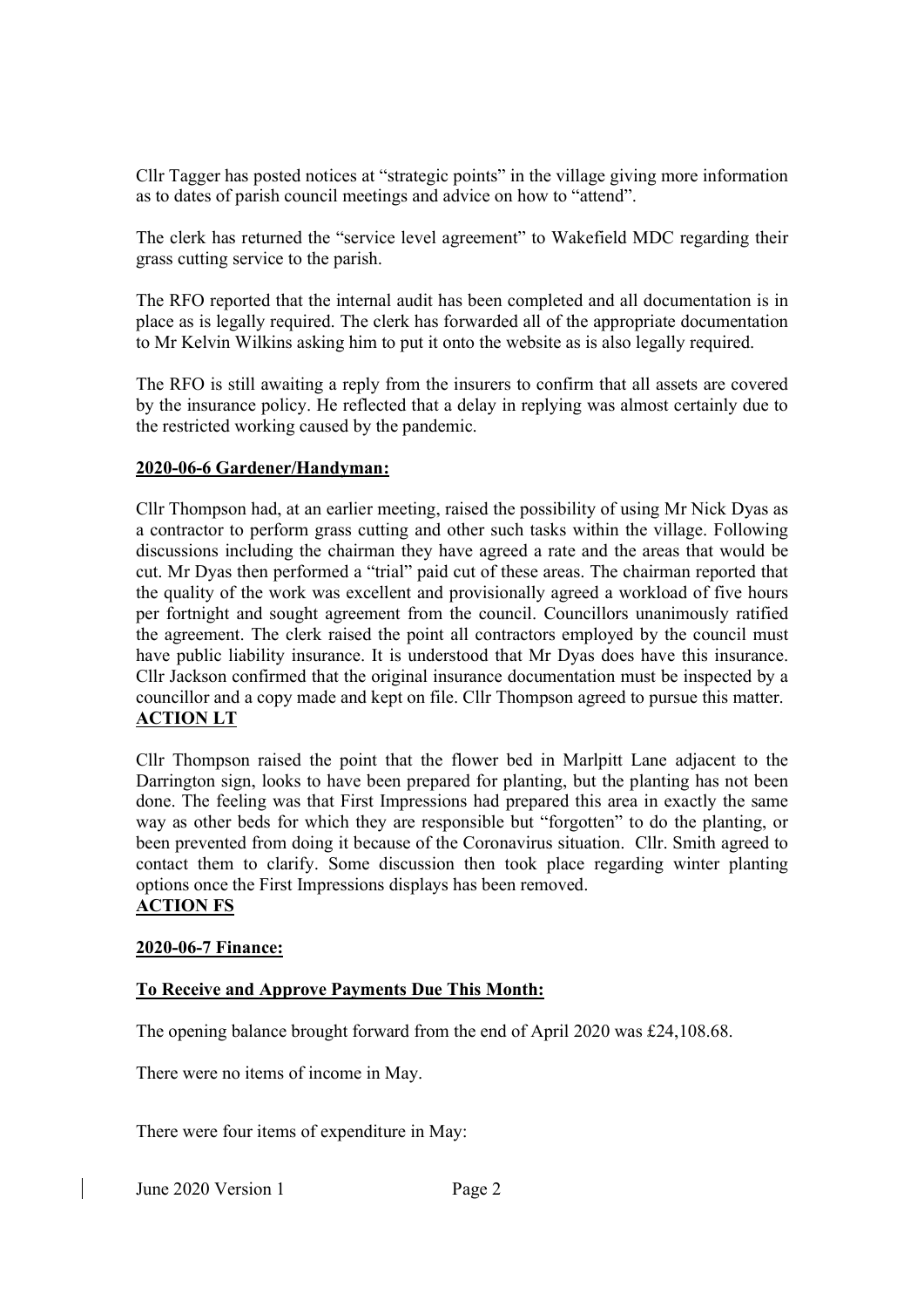Cllr Tagger has posted notices at "strategic points" in the village giving more information as to dates of parish council meetings and advice on how to "attend".

The clerk has returned the "service level agreement" to Wakefield MDC regarding their grass cutting service to the parish.

The RFO reported that the internal audit has been completed and all documentation is in place as is legally required. The clerk has forwarded all of the appropriate documentation to Mr Kelvin Wilkins asking him to put it onto the website as is also legally required.

The RFO is still awaiting a reply from the insurers to confirm that all assets are covered by the insurance policy. He reflected that a delay in replying was almost certainly due to the restricted working caused by the pandemic.

## 2020-06-6 Gardener/Handyman:

Cllr Thompson had, at an earlier meeting, raised the possibility of using Mr Nick Dyas as a contractor to perform grass cutting and other such tasks within the village. Following discussions including the chairman they have agreed a rate and the areas that would be cut. Mr Dyas then performed a "trial" paid cut of these areas. The chairman reported that the quality of the work was excellent and provisionally agreed a workload of five hours per fortnight and sought agreement from the council. Councillors unanimously ratified the agreement. The clerk raised the point all contractors employed by the council must have public liability insurance. It is understood that Mr Dyas does have this insurance. Cllr Jackson confirmed that the original insurance documentation must be inspected by a councillor and a copy made and kept on file. Cllr Thompson agreed to pursue this matter.
**ACTION LT**

Cllr Thompson raised the point that the flower bed in Marlpitt Lane adjacent to the Darrington sign, looks to have been prepared for planting, but the planting has not been done. The feeling was that First Impressions had prepared this area in exactly the same way as other beds for which they are responsible but "forgotten" to do the planting, or been prevented from doing it because of the Coronavirus situation. Cllr. Smith agreed to contact them to clarify. Some discussion then took place regarding winter planting options once the First Impressions displays has been removed.
**ACTION FS**

## 2020-06-7 Finance:

### To Receive and Approve Payments Due This Month:

The opening balance brought forward from the end of April 2020 was £24,108.68.

There were no items of income in May.

There were four items of expenditure in May: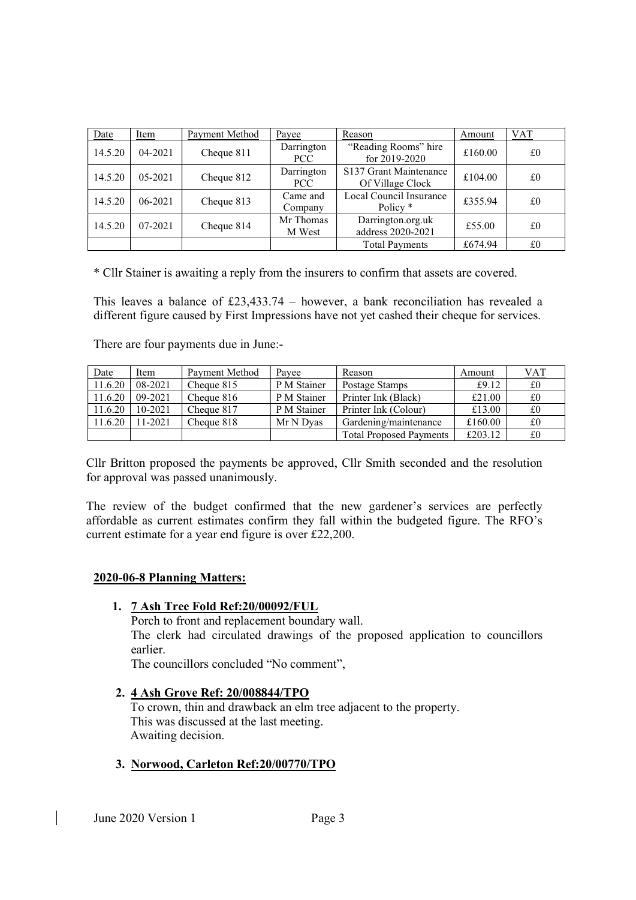| Date | Item | Payment Method | Payee | Reason | Amount | VAT |
|---|---|---|---|---|---|---|
| 14.5.20 | 04-2021 | Cheque 811 | Darrington PCC | "Reading Rooms" hire for 2019-2020 | £160.00 | £0 |
| 14.5.20 | 05-2021 | Cheque 812 | Darrington PCC | S137 Grant Maintenance Of Village Clock | £104.00 | £0 |
| 14.5.20 | 06-2021 | Cheque 813 | Came and Company | Local Council Insurance Policy * | £355.94 | £0 |
| 14.5.20 | 07-2021 | Cheque 814 | Mr Thomas M West | Darrington.org.uk address 2020-2021 | £55.00 | £0 |
| | | | | Total Payments | £674.94 | £0 |

* Cllr Stainer is awaiting a reply from the insurers to confirm that assets are covered.

This leaves a balance of £23,433.74 – however, a bank reconciliation has revealed a different figure caused by First Impressions have not yet cashed their cheque for services.

There are four payments due in June:-

| Date | Item | Payment Method | Payee | Reason | Amount | VAT |
|---|---|---|---|---|---|---|
| 11.6.20 | 08-2021 | Cheque 815 | P M Stainer | Postage Stamps | £9.12 | £0 |
| 11.6.20 | 09-2021 | Cheque 816 | P M Stainer | Printer Ink (Black) | £21.00 | £0 |
| 11.6.20 | 10-2021 | Cheque 817 | P M Stainer | Printer Ink (Colour) | £13.00 | £0 |
| 11.6.20 | 11-2021 | Cheque 818 | Mr N Dyas | Gardening/maintenance | £160.00 | £0 |
| | | | | Total Proposed Payments | £203.12 | £0 |

Cllr Britton proposed the payments be approved, Cllr Smith seconded and the resolution for approval was passed unanimously.

The review of the budget confirmed that the new gardener's services are perfectly affordable as current estimates confirm they fall within the budgeted figure. The RFO's current estimate for a year end figure is over £22,200.

## 2020-06-8 Planning Matters:

1. **7 Ash Tree Fold Ref:20/00092/FUL**
   Porch to front and replacement boundary wall.
   The clerk had circulated drawings of the proposed application to councillors earlier.
   The councillors concluded "No comment",

2. **4 Ash Grove Ref: 20/008844/TPO**
   To crown, thin and drawback an elm tree adjacent to the property.
   This was discussed at the last meeting.
   Awaiting decision.

3. **Norwood, Carleton Ref:20/00770/TPO**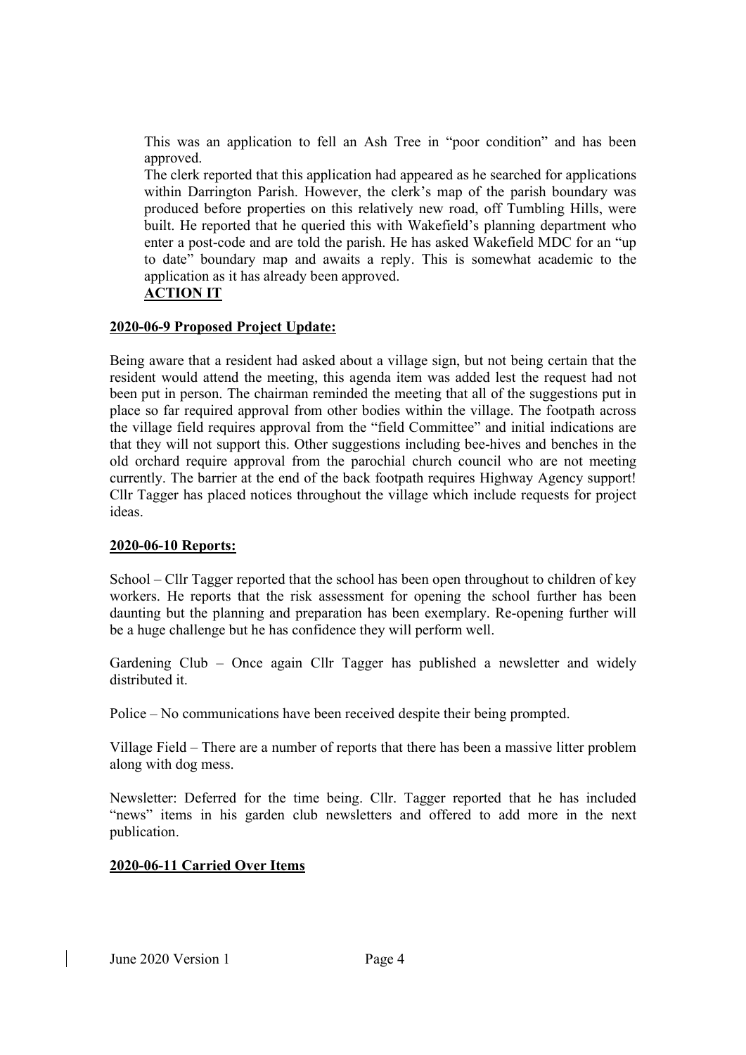This was an application to fell an Ash Tree in "poor condition" and has been approved.

The clerk reported that this application had appeared as he searched for applications within Darrington Parish. However, the clerk's map of the parish boundary was produced before properties on this relatively new road, off Tumbling Hills, were built. He reported that he queried this with Wakefield's planning department who enter a post-code and are told the parish. He has asked Wakefield MDC for an "up to date" boundary map and awaits a reply. This is somewhat academic to the application as it has already been approved.

**ACTION IT**

**2020-06-9 Proposed Project Update:**

Being aware that a resident had asked about a village sign, but not being certain that the resident would attend the meeting, this agenda item was added lest the request had not been put in person. The chairman reminded the meeting that all of the suggestions put in place so far required approval from other bodies within the village. The footpath across the village field requires approval from the "field Committee" and initial indications are that they will not support this. Other suggestions including bee-hives and benches in the old orchard require approval from the parochial church council who are not meeting currently. The barrier at the end of the back footpath requires Highway Agency support! Cllr Tagger has placed notices throughout the village which include requests for project ideas.

**2020-06-10 Reports:**

School – Cllr Tagger reported that the school has been open throughout to children of key workers. He reports that the risk assessment for opening the school further has been daunting but the planning and preparation has been exemplary. Re-opening further will be a huge challenge but he has confidence they will perform well.

Gardening Club – Once again Cllr Tagger has published a newsletter and widely distributed it.

Police – No communications have been received despite their being prompted.

Village Field – There are a number of reports that there has been a massive litter problem along with dog mess.

Newsletter: Deferred for the time being. Cllr. Tagger reported that he has included "news" items in his garden club newsletters and offered to add more in the next publication.

**2020-06-11 Carried Over Items**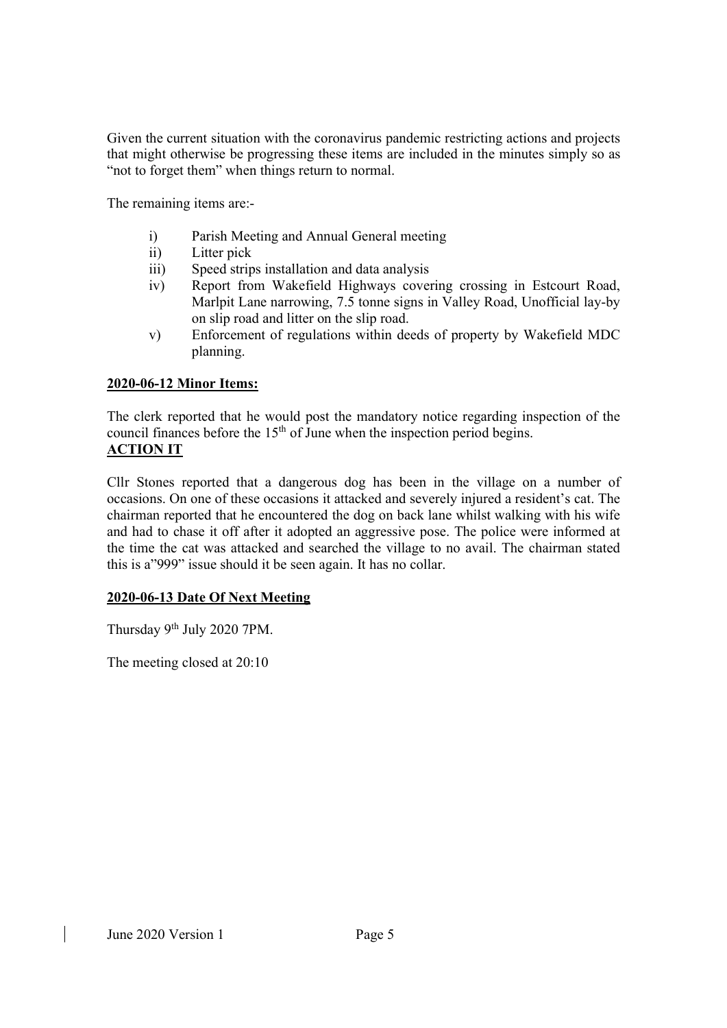Given the current situation with the coronavirus pandemic restricting actions and projects that might otherwise be progressing these items are included in the minutes simply so as "not to forget them" when things return to normal.

The remaining items are:-

i) Parish Meeting and Annual General meeting
ii) Litter pick
iii) Speed strips installation and data analysis
iv) Report from Wakefield Highways covering crossing in Estcourt Road, Marlpit Lane narrowing, 7.5 tonne signs in Valley Road, Unofficial lay-by on slip road and litter on the slip road.
v) Enforcement of regulations within deeds of property by Wakefield MDC planning.

## 2020-06-12 Minor Items:

The clerk reported that he would post the mandatory notice regarding inspection of the council finances before the 15th of June when the inspection period begins.
**ACTION IT**

Cllr Stones reported that a dangerous dog has been in the village on a number of occasions. On one of these occasions it attacked and severely injured a resident's cat. The chairman reported that he encountered the dog on back lane whilst walking with his wife and had to chase it off after it adopted an aggressive pose. The police were informed at the time the cat was attacked and searched the village to no avail. The chairman stated this is a"999" issue should it be seen again. It has no collar.

## 2020-06-13 Date Of Next Meeting

Thursday 9th July 2020 7PM.

The meeting closed at 20:10

June 2020 Version 1